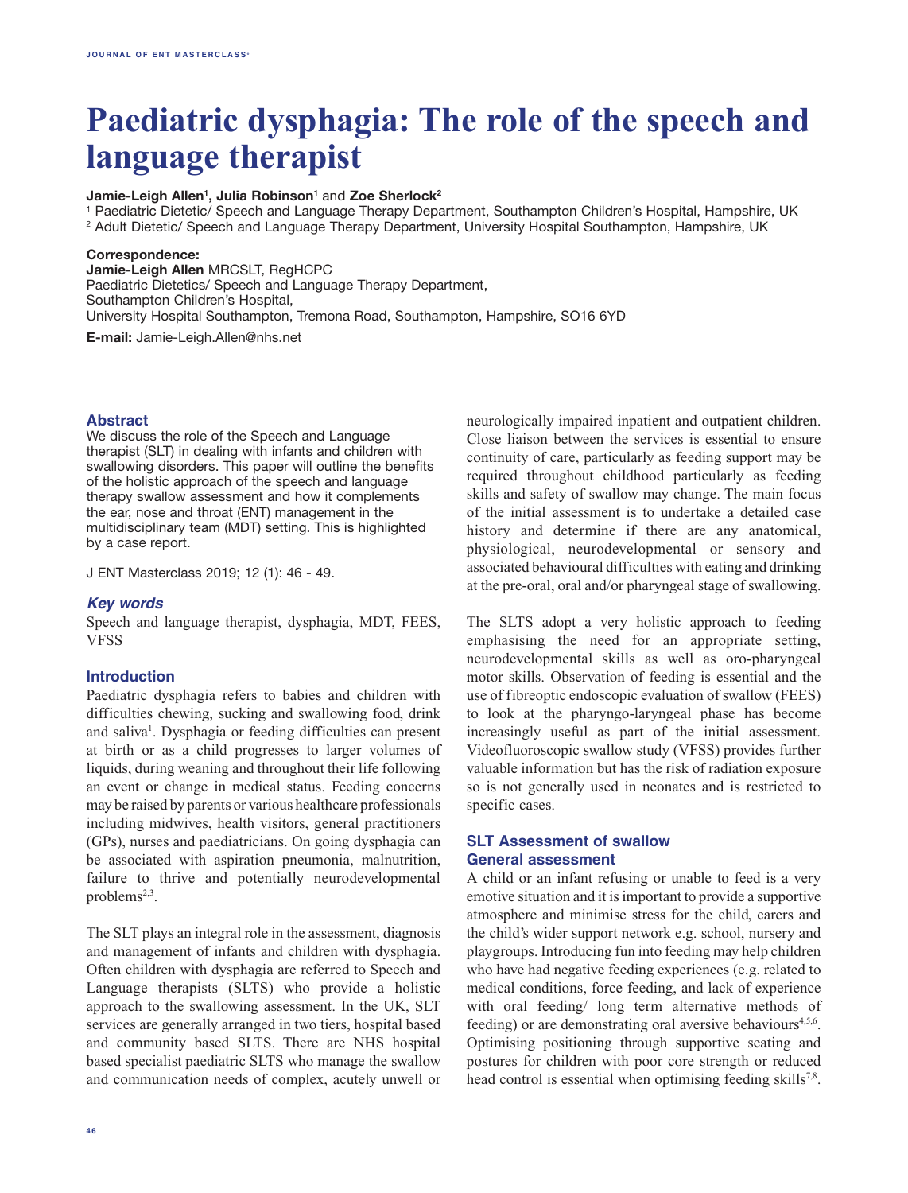# Paediatric dysphagia: The role of the speech and language therapist

**Jamie-Leigh Allen[1], Julia Robinson[1]** and **Zoe Sherlock[2]**

[1] Paediatric Dietetic/ Speech and Language Therapy Department, Southampton Children's Hospital, Hampshire, UK
[2] Adult Dietetic/ Speech and Language Therapy Department, University Hospital Southampton, Hampshire, UK

**Correspondence:**
**Jamie-Leigh Allen** MRCSLT, RegHCPC
Paediatric Dietetics/ Speech and Language Therapy Department,
Southampton Children's Hospital,
University Hospital Southampton, Tremona Road, Southampton, Hampshire, SO16 6YD

**E-mail:** Jamie-Leigh.Allen@nhs.net

## Abstract

We discuss the role of the Speech and Language therapist (SLT) in dealing with infants and children with swallowing disorders. This paper will outline the benefits of the holistic approach of the speech and language therapy swallow assessment and how it complements the ear, nose and throat (ENT) management in the multidisciplinary team (MDT) setting. This is highlighted by a case report.

J ENT Masterclass 2019; 12 (1): 46 - 49.

### *Key words*

Speech and language therapist, dysphagia, MDT, FEES, VFSS

## Introduction

Paediatric dysphagia refers to babies and children with difficulties chewing, sucking and swallowing food, drink and saliva[1]. Dysphagia or feeding difficulties can present at birth or as a child progresses to larger volumes of liquids, during weaning and throughout their life following an event or change in medical status. Feeding concerns may be raised by parents or various healthcare professionals including midwives, health visitors, general practitioners (GPs), nurses and paediatricians. On going dysphagia can be associated with aspiration pneumonia, malnutrition, failure to thrive and potentially neurodevelopmental problems[2,3].

The SLT plays an integral role in the assessment, diagnosis and management of infants and children with dysphagia. Often children with dysphagia are referred to Speech and Language therapists (SLTS) who provide a holistic approach to the swallowing assessment. In the UK, SLT services are generally arranged in two tiers, hospital based and community based SLTS. There are NHS hospital based specialist paediatric SLTS who manage the swallow and communication needs of complex, acutely unwell or neurologically impaired inpatient and outpatient children. Close liaison between the services is essential to ensure continuity of care, particularly as feeding support may be required throughout childhood particularly as feeding skills and safety of swallow may change. The main focus of the initial assessment is to undertake a detailed case history and determine if there are any anatomical, physiological, neurodevelopmental or sensory and associated behavioural difficulties with eating and drinking at the pre-oral, oral and/or pharyngeal stage of swallowing.

The SLTS adopt a very holistic approach to feeding emphasising the need for an appropriate setting, neurodevelopmental skills as well as oro-pharyngeal motor skills. Observation of feeding is essential and the use of fibreoptic endoscopic evaluation of swallow (FEES) to look at the pharyngo-laryngeal phase has become increasingly useful as part of the initial assessment. Videofluoroscopic swallow study (VFSS) provides further valuable information but has the risk of radiation exposure so is not generally used in neonates and is restricted to specific cases.

## SLT Assessment of swallow

### General assessment

A child or an infant refusing or unable to feed is a very emotive situation and it is important to provide a supportive atmosphere and minimise stress for the child, carers and the child's wider support network e.g. school, nursery and playgroups. Introducing fun into feeding may help children who have had negative feeding experiences (e.g. related to medical conditions, force feeding, and lack of experience with oral feeding/ long term alternative methods of feeding) or are demonstrating oral aversive behaviours[4,5,6]. Optimising positioning through supportive seating and postures for children with poor core strength or reduced head control is essential when optimising feeding skills[7,8].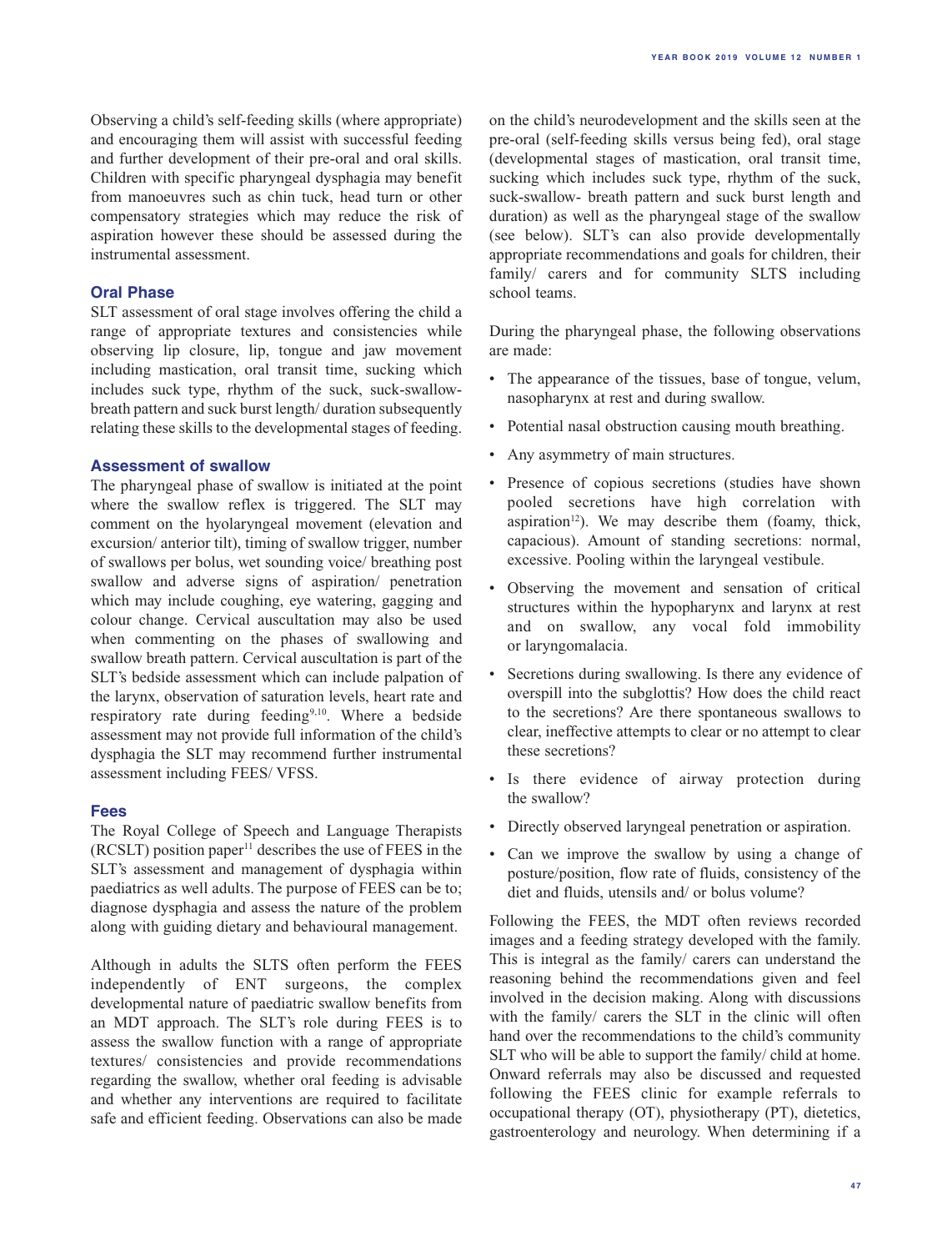Observing a child's self-feeding skills (where appropriate) and encouraging them will assist with successful feeding and further development of their pre-oral and oral skills. Children with specific pharyngeal dysphagia may benefit from manoeuvres such as chin tuck, head turn or other compensatory strategies which may reduce the risk of aspiration however these should be assessed during the instrumental assessment.

### Oral Phase

SLT assessment of oral stage involves offering the child a range of appropriate textures and consistencies while observing lip closure, lip, tongue and jaw movement including mastication, oral transit time, sucking which includes suck type, rhythm of the suck, suck-swallow-breath pattern and suck burst length/ duration subsequently relating these skills to the developmental stages of feeding.

### Assessment of swallow

The pharyngeal phase of swallow is initiated at the point where the swallow reflex is triggered. The SLT may comment on the hyolaryngeal movement (elevation and excursion/ anterior tilt), timing of swallow trigger, number of swallows per bolus, wet sounding voice/ breathing post swallow and adverse signs of aspiration/ penetration which may include coughing, eye watering, gagging and colour change. Cervical auscultation may also be used when commenting on the phases of swallowing and swallow breath pattern. Cervical auscultation is part of the SLT's bedside assessment which can include palpation of the larynx, observation of saturation levels, heart rate and respiratory rate during feeding[9,10]. Where a bedside assessment may not provide full information of the child's dysphagia the SLT may recommend further instrumental assessment including FEES/ VFSS.

### Fees

The Royal College of Speech and Language Therapists (RCSLT) position paper[11] describes the use of FEES in the SLT's assessment and management of dysphagia within paediatrics as well adults. The purpose of FEES can be to; diagnose dysphagia and assess the nature of the problem along with guiding dietary and behavioural management.

Although in adults the SLTS often perform the FEES independently of ENT surgeons, the complex developmental nature of paediatric swallow benefits from an MDT approach. The SLT's role during FEES is to assess the swallow function with a range of appropriate textures/ consistencies and provide recommendations regarding the swallow, whether oral feeding is advisable and whether any interventions are required to facilitate safe and efficient feeding. Observations can also be made on the child's neurodevelopment and the skills seen at the pre-oral (self-feeding skills versus being fed), oral stage (developmental stages of mastication, oral transit time, sucking which includes suck type, rhythm of the suck, suck-swallow- breath pattern and suck burst length and duration) as well as the pharyngeal stage of the swallow (see below). SLT's can also provide developmentally appropriate recommendations and goals for children, their family/ carers and for community SLTS including school teams.

During the pharyngeal phase, the following observations are made:

- The appearance of the tissues, base of tongue, velum, nasopharynx at rest and during swallow.
- Potential nasal obstruction causing mouth breathing.
- Any asymmetry of main structures.
- Presence of copious secretions (studies have shown pooled secretions have high correlation with aspiration[12]). We may describe them (foamy, thick, capacious). Amount of standing secretions: normal, excessive. Pooling within the laryngeal vestibule.
- Observing the movement and sensation of critical structures within the hypopharynx and larynx at rest and on swallow, any vocal fold immobility or laryngomalacia.
- Secretions during swallowing. Is there any evidence of overspill into the subglottis? How does the child react to the secretions? Are there spontaneous swallows to clear, ineffective attempts to clear or no attempt to clear these secretions?
- Is there evidence of airway protection during the swallow?
- Directly observed laryngeal penetration or aspiration.
- Can we improve the swallow by using a change of posture/position, flow rate of fluids, consistency of the diet and fluids, utensils and/ or bolus volume?

Following the FEES, the MDT often reviews recorded images and a feeding strategy developed with the family. This is integral as the family/ carers can understand the reasoning behind the recommendations given and feel involved in the decision making. Along with discussions with the family/ carers the SLT in the clinic will often hand over the recommendations to the child's community SLT who will be able to support the family/ child at home. Onward referrals may also be discussed and requested following the FEES clinic for example referrals to occupational therapy (OT), physiotherapy (PT), dietetics, gastroenterology and neurology. When determining if a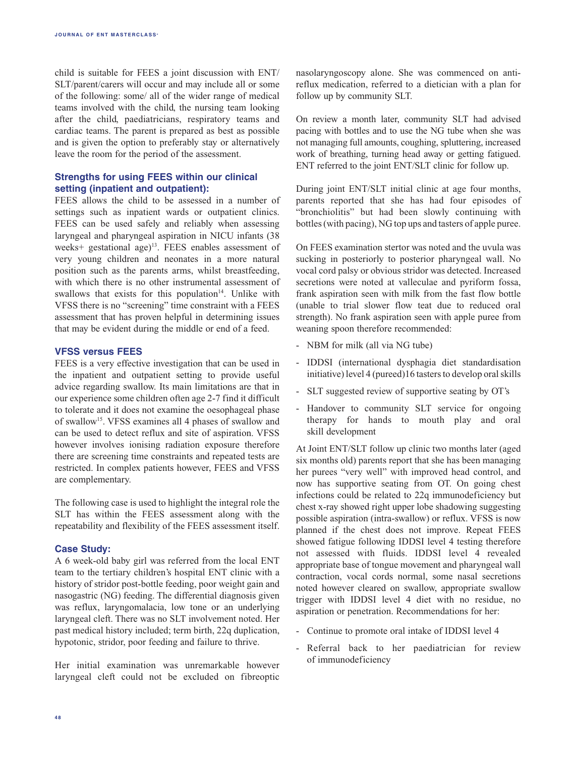child is suitable for FEES a joint discussion with ENT/SLT/parent/carers will occur and may include all or some of the following: some/ all of the wider range of medical teams involved with the child, the nursing team looking after the child, paediatricians, respiratory teams and cardiac teams. The parent is prepared as best as possible and is given the option to preferably stay or alternatively leave the room for the period of the assessment.

### Strengths for using FEES within our clinical setting (inpatient and outpatient):

FEES allows the child to be assessed in a number of settings such as inpatient wards or outpatient clinics. FEES can be used safely and reliably when assessing laryngeal and pharyngeal aspiration in NICU infants (38 weeks+ gestational age)[13]. FEES enables assessment of very young children and neonates in a more natural position such as the parents arms, whilst breastfeeding, with which there is no other instrumental assessment of swallows that exists for this population[14]. Unlike with VFSS there is no "screening" time constraint with a FEES assessment that has proven helpful in determining issues that may be evident during the middle or end of a feed.

### VFSS versus FEES

FEES is a very effective investigation that can be used in the inpatient and outpatient setting to provide useful advice regarding swallow. Its main limitations are that in our experience some children often age 2-7 find it difficult to tolerate and it does not examine the oesophageal phase of swallow[15]. VFSS examines all 4 phases of swallow and can be used to detect reflux and site of aspiration. VFSS however involves ionising radiation exposure therefore there are screening time constraints and repeated tests are restricted. In complex patients however, FEES and VFSS are complementary.

The following case is used to highlight the integral role the SLT has within the FEES assessment along with the repeatability and flexibility of the FEES assessment itself.

### Case Study:

A 6 week-old baby girl was referred from the local ENT team to the tertiary children's hospital ENT clinic with a history of stridor post-bottle feeding, poor weight gain and nasogastric (NG) feeding. The differential diagnosis given was reflux, laryngomalacia, low tone or an underlying laryngeal cleft. There was no SLT involvement noted. Her past medical history included; term birth, 22q duplication, hypotonic, stridor, poor feeding and failure to thrive.

Her initial examination was unremarkable however laryngeal cleft could not be excluded on fibreoptic nasolaryngoscopy alone. She was commenced on anti-reflux medication, referred to a dietician with a plan for follow up by community SLT.

On review a month later, community SLT had advised pacing with bottles and to use the NG tube when she was not managing full amounts, coughing, spluttering, increased work of breathing, turning head away or getting fatigued. ENT referred to the joint ENT/SLT clinic for follow up.

During joint ENT/SLT initial clinic at age four months, parents reported that she has had four episodes of "bronchiolitis" but had been slowly continuing with bottles (with pacing), NG top ups and tasters of apple puree.

On FEES examination stertor was noted and the uvula was sucking in posteriorly to posterior pharyngeal wall. No vocal cord palsy or obvious stridor was detected. Increased secretions were noted at valleculae and pyriform fossa, frank aspiration seen with milk from the fast flow bottle (unable to trial slower flow teat due to reduced oral strength). No frank aspiration seen with apple puree from weaning spoon therefore recommended:

- NBM for milk (all via NG tube)
- IDDSI (international dysphagia diet standardisation initiative) level 4 (pureed)16 tasters to develop oral skills
- SLT suggested review of supportive seating by OT's
- Handover to community SLT service for ongoing therapy for hands to mouth play and oral skill development

At Joint ENT/SLT follow up clinic two months later (aged six months old) parents report that she has been managing her purees "very well" with improved head control, and now has supportive seating from OT. On going chest infections could be related to 22q immunodeficiency but chest x-ray showed right upper lobe shadowing suggesting possible aspiration (intra-swallow) or reflux. VFSS is now planned if the chest does not improve. Repeat FEES showed fatigue following IDDSI level 4 testing therefore not assessed with fluids. IDDSI level 4 revealed appropriate base of tongue movement and pharyngeal wall contraction, vocal cords normal, some nasal secretions noted however cleared on swallow, appropriate swallow trigger with IDDSI level 4 diet with no residue, no aspiration or penetration. Recommendations for her:

- Continue to promote oral intake of IDDSI level 4
- Referral back to her paediatrician for review of immunodeficiency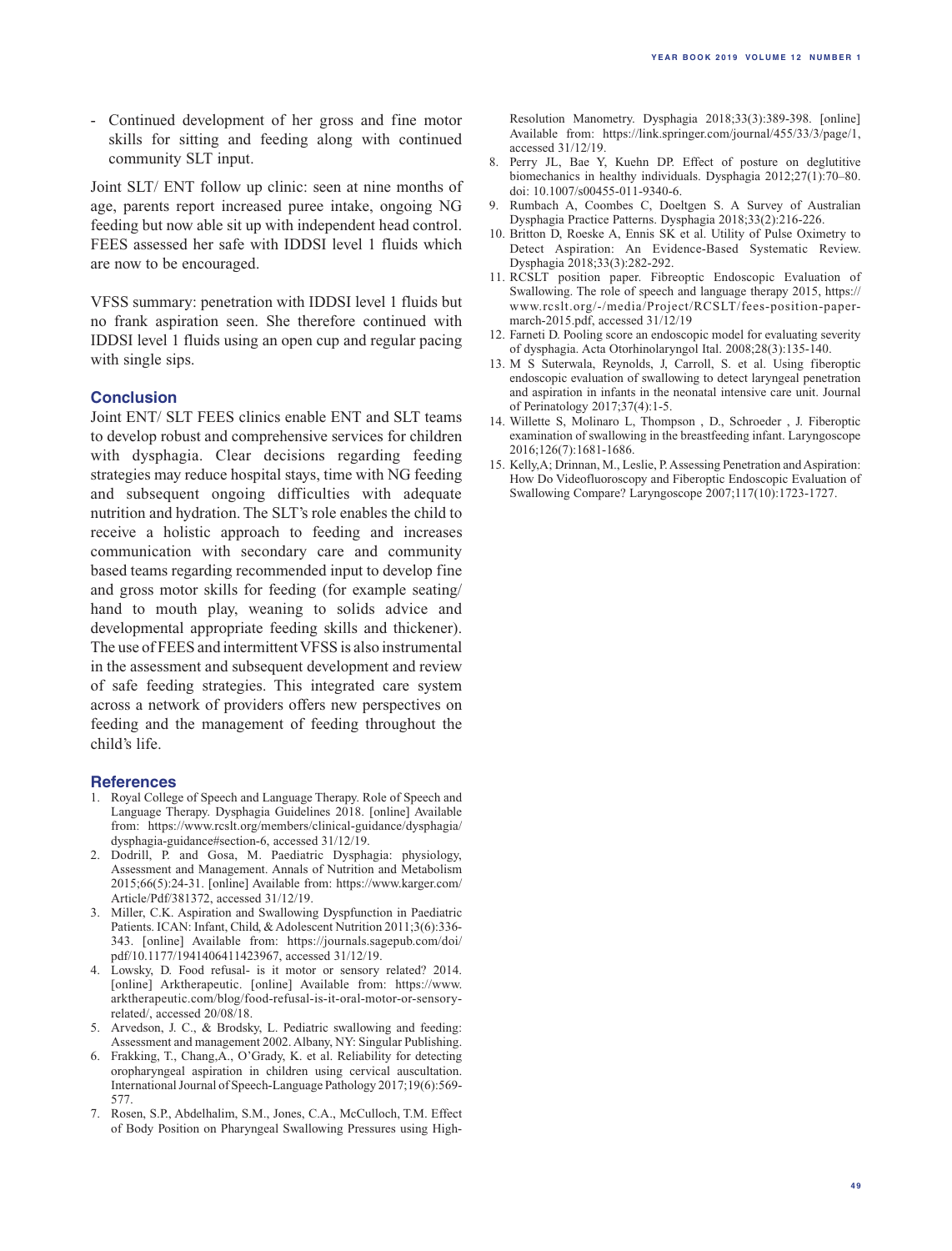- Continued development of her gross and fine motor skills for sitting and feeding along with continued community SLT input.

Joint SLT/ ENT follow up clinic: seen at nine months of age, parents report increased puree intake, ongoing NG feeding but now able sit up with independent head control. FEES assessed her safe with IDDSI level 1 fluids which are now to be encouraged.

VFSS summary: penetration with IDDSI level 1 fluids but no frank aspiration seen. She therefore continued with IDDSI level 1 fluids using an open cup and regular pacing with single sips.

## Conclusion

Joint ENT/ SLT FEES clinics enable ENT and SLT teams to develop robust and comprehensive services for children with dysphagia. Clear decisions regarding feeding strategies may reduce hospital stays, time with NG feeding and subsequent ongoing difficulties with adequate nutrition and hydration. The SLT's role enables the child to receive a holistic approach to feeding and increases communication with secondary care and community based teams regarding recommended input to develop fine and gross motor skills for feeding (for example seating/ hand to mouth play, weaning to solids advice and developmental appropriate feeding skills and thickener). The use of FEES and intermittent VFSS is also instrumental in the assessment and subsequent development and review of safe feeding strategies. This integrated care system across a network of providers offers new perspectives on feeding and the management of feeding throughout the child's life.

## References

1. Royal College of Speech and Language Therapy. Role of Speech and Language Therapy. Dysphagia Guidelines 2018. [online] Available from: https://www.rcslt.org/members/clinical-guidance/dysphagia/dysphagia-guidance#section-6, accessed 31/12/19.
2. Dodrill, P. and Gosa, M. Paediatric Dysphagia: physiology, Assessment and Management. Annals of Nutrition and Metabolism 2015;66(5):24-31. [online] Available from: https://www.karger.com/Article/Pdf/381372, accessed 31/12/19.
3. Miller, C.K. Aspiration and Swallowing Dyspfunction in Paediatric Patients. ICAN: Infant, Child, & Adolescent Nutrition 2011;3(6):336-343. [online] Available from: https://journals.sagepub.com/doi/pdf/10.1177/1941406411423967, accessed 31/12/19.
4. Lowsky, D. Food refusal- is it motor or sensory related? 2014. [online] Arktherapeutic. [online] Available from: https://www.arktherapeutic.com/blog/food-refusal-is-it-oral-motor-or-sensory-related/, accessed 20/08/18.
5. Arvedson, J. C., & Brodsky, L. Pediatric swallowing and feeding: Assessment and management 2002. Albany, NY: Singular Publishing.
6. Frakking, T., Chang,A., O'Grady, K. et al. Reliability for detecting oropharyngeal aspiration in children using cervical auscultation. International Journal of Speech-Language Pathology 2017;19(6):569-577.
7. Rosen, S.P., Abdelhalim, S.M., Jones, C.A., McCulloch, T.M. Effect of Body Position on Pharyngeal Swallowing Pressures using High-Resolution Manometry. Dysphagia 2018;33(3):389-398. [online] Available from: https://link.springer.com/journal/455/33/3/page/1, accessed 31/12/19.
8. Perry JL, Bae Y, Kuehn DP. Effect of posture on deglutitive biomechanics in healthy individuals. Dysphagia 2012;27(1):70–80. doi: 10.1007/s00455-011-9340-6.
9. Rumbach A, Coombes C, Doeltgen S. A Survey of Australian Dysphagia Practice Patterns. Dysphagia 2018;33(2):216-226.
10. Britton D, Roeske A, Ennis SK et al. Utility of Pulse Oximetry to Detect Aspiration: An Evidence-Based Systematic Review. Dysphagia 2018;33(3):282-292.
11. RCSLT position paper. Fibreoptic Endoscopic Evaluation of Swallowing. The role of speech and language therapy 2015, https://www.rcslt.org/-/media/Project/RCSLT/fees-position-paper-march-2015.pdf, accessed 31/12/19
12. Farneti D. Pooling score an endoscopic model for evaluating severity of dysphagia. Acta Otorhinolaryngol Ital. 2008;28(3):135-140.
13. M S Suterwala, Reynolds, J, Carroll, S. et al. Using fiberoptic endoscopic evaluation of swallowing to detect laryngeal penetration and aspiration in infants in the neonatal intensive care unit. Journal of Perinatology 2017;37(4):1-5.
14. Willette S, Molinaro L, Thompson , D., Schroeder , J. Fiberoptic examination of swallowing in the breastfeeding infant. Laryngoscope 2016;126(7):1681-1686.
15. Kelly,A; Drinnan, M., Leslie, P. Assessing Penetration and Aspiration: How Do Videofluoroscopy and Fiberoptic Endoscopic Evaluation of Swallowing Compare? Laryngoscope 2007;117(10):1723-1727.